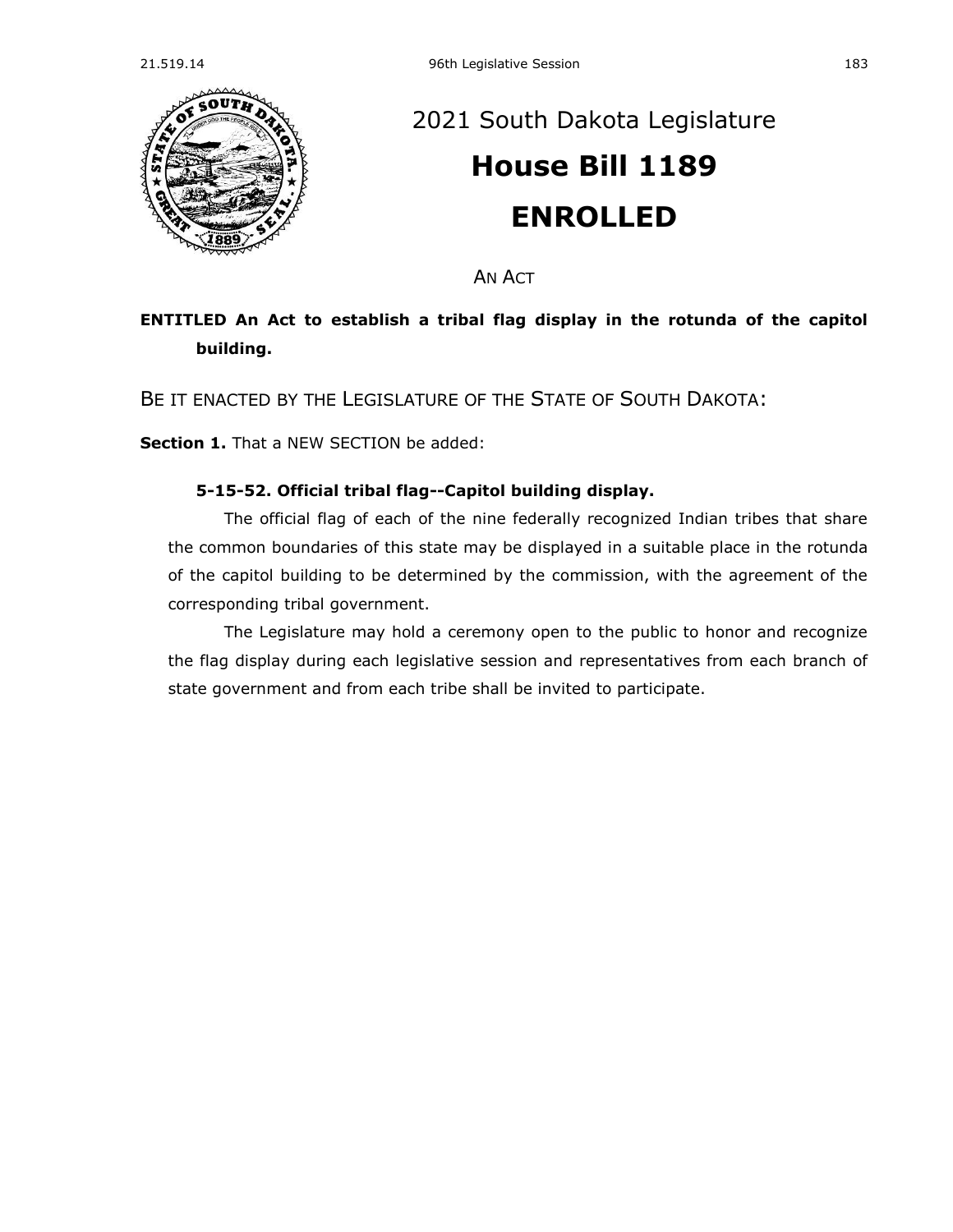# 2021 South Dakota Legislature

# House Bill 1189

# ENROLLED

AN ACT

**ENTITLED An Act to establish a tribal flag display in the rotunda of the capitol building.**

BE IT ENACTED BY THE LEGISLATURE OF THE STATE OF SOUTH DAKOTA:

**Section 1.** That a NEW SECTION be added:

**5-15-52. Official tribal flag--Capitol building display.**

The official flag of each of the nine federally recognized Indian tribes that share the common boundaries of this state may be displayed in a suitable place in the rotunda of the capitol building to be determined by the commission, with the agreement of the corresponding tribal government.

The Legislature may hold a ceremony open to the public to honor and recognize the flag display during each legislative session and representatives from each branch of state government and from each tribe shall be invited to participate.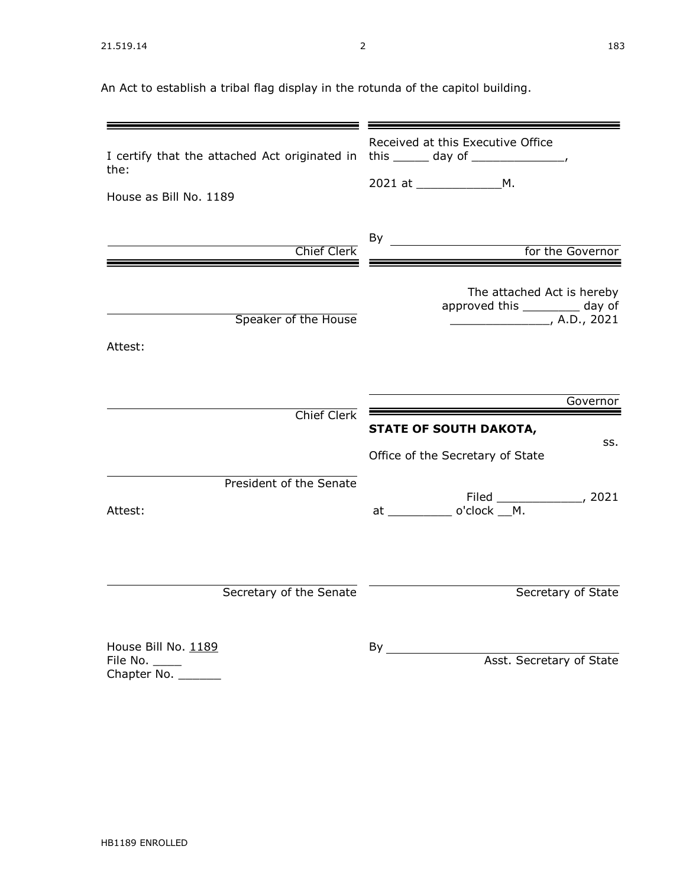An Act to establish a tribal flag display in the rotunda of the capitol building.

I certify that the attached Act originated in the:

House as Bill No. 1189

Chief Clerk

Speaker of the House

Attest:

Chief Clerk

President of the Senate

Attest:

Secretary of the Senate

House Bill No. 1189
File No. ____
Chapter No. ______

Received at this Executive Office this _____ day of _____________,

2021 at ____________M.

By
for the Governor

The attached Act is hereby approved this ________ day of ______________, A.D., 2021

Governor

**STATE OF SOUTH DAKOTA,**

ss.

Office of the Secretary of State

Filed ____________, 2021 at _________ o'clock __M.

Secretary of State

By
Asst. Secretary of State